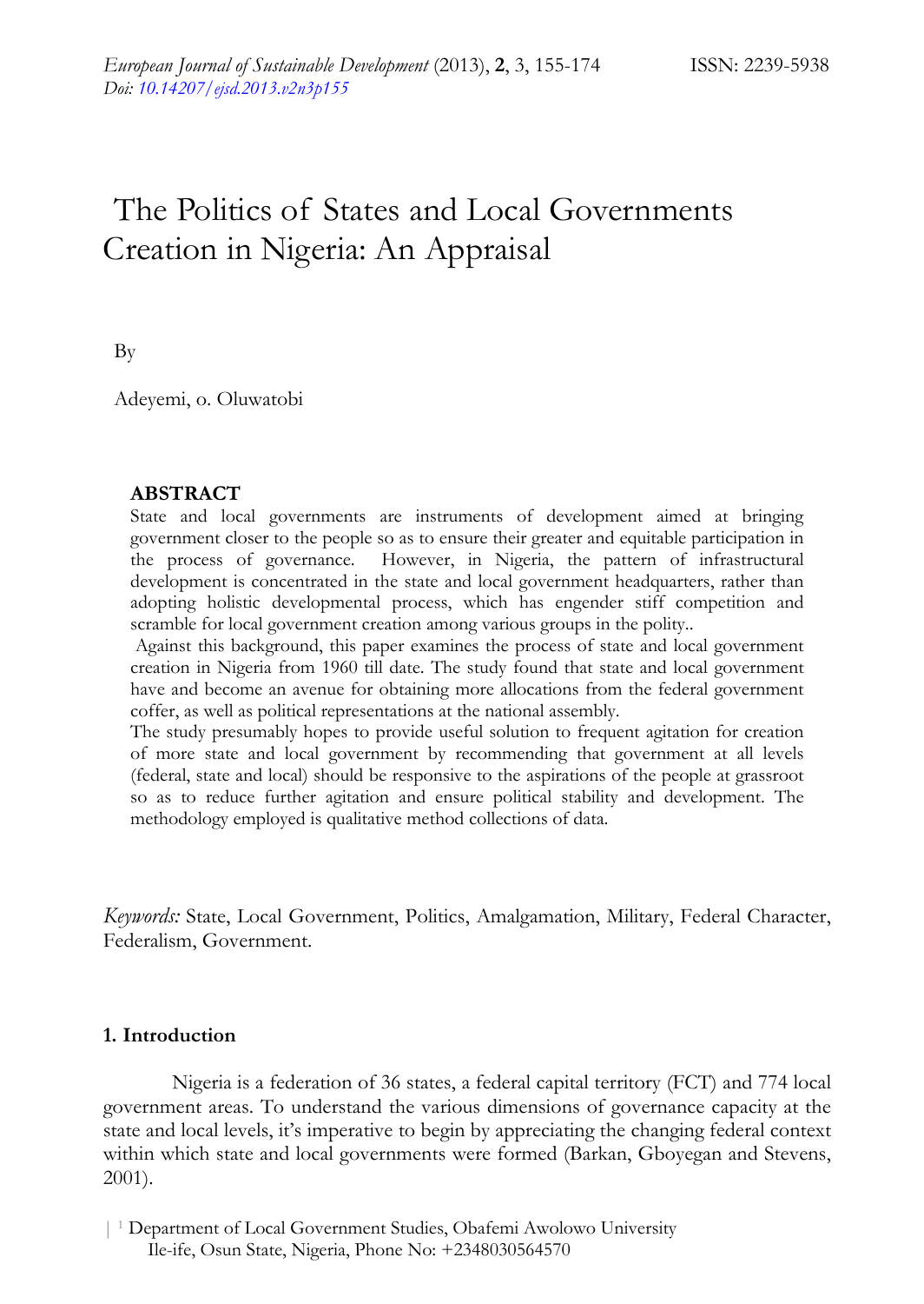*European Journal of Sustainable Development* (2013), **2**, 3, 155-174 ISSN: 2239-5938
*Doi: 10.14207/ejsd.2013.v2n3p155*

# The Politics of States and Local Governments Creation in Nigeria: An Appraisal

By

Adeyemi, o. Oluwatobi

**ABSTRACT**

State and local governments are instruments of development aimed at bringing government closer to the people so as to ensure their greater and equitable participation in the process of governance. However, in Nigeria, the pattern of infrastructural development is concentrated in the state and local government headquarters, rather than adopting holistic developmental process, which has engender stiff competition and scramble for local government creation among various groups in the polity..

Against this background, this paper examines the process of state and local government creation in Nigeria from 1960 till date. The study found that state and local government have and become an avenue for obtaining more allocations from the federal government coffer, as well as political representations at the national assembly.

The study presumably hopes to provide useful solution to frequent agitation for creation of more state and local government by recommending that government at all levels (federal, state and local) should be responsive to the aspirations of the people at grassroot so as to reduce further agitation and ensure political stability and development. The methodology employed is qualitative method collections of data.

*Keywords:* State, Local Government, Politics, Amalgamation, Military, Federal Character, Federalism, Government.

## 1. Introduction

Nigeria is a federation of 36 states, a federal capital territory (FCT) and 774 local government areas. To understand the various dimensions of governance capacity at the state and local levels, it's imperative to begin by appreciating the changing federal context within which state and local governments were formed (Barkan, Gboyegan and Stevens, 2001).

[1] Department of Local Government Studies, Obafemi Awolowo University Ile-ife, Osun State, Nigeria, Phone No: +2348030564570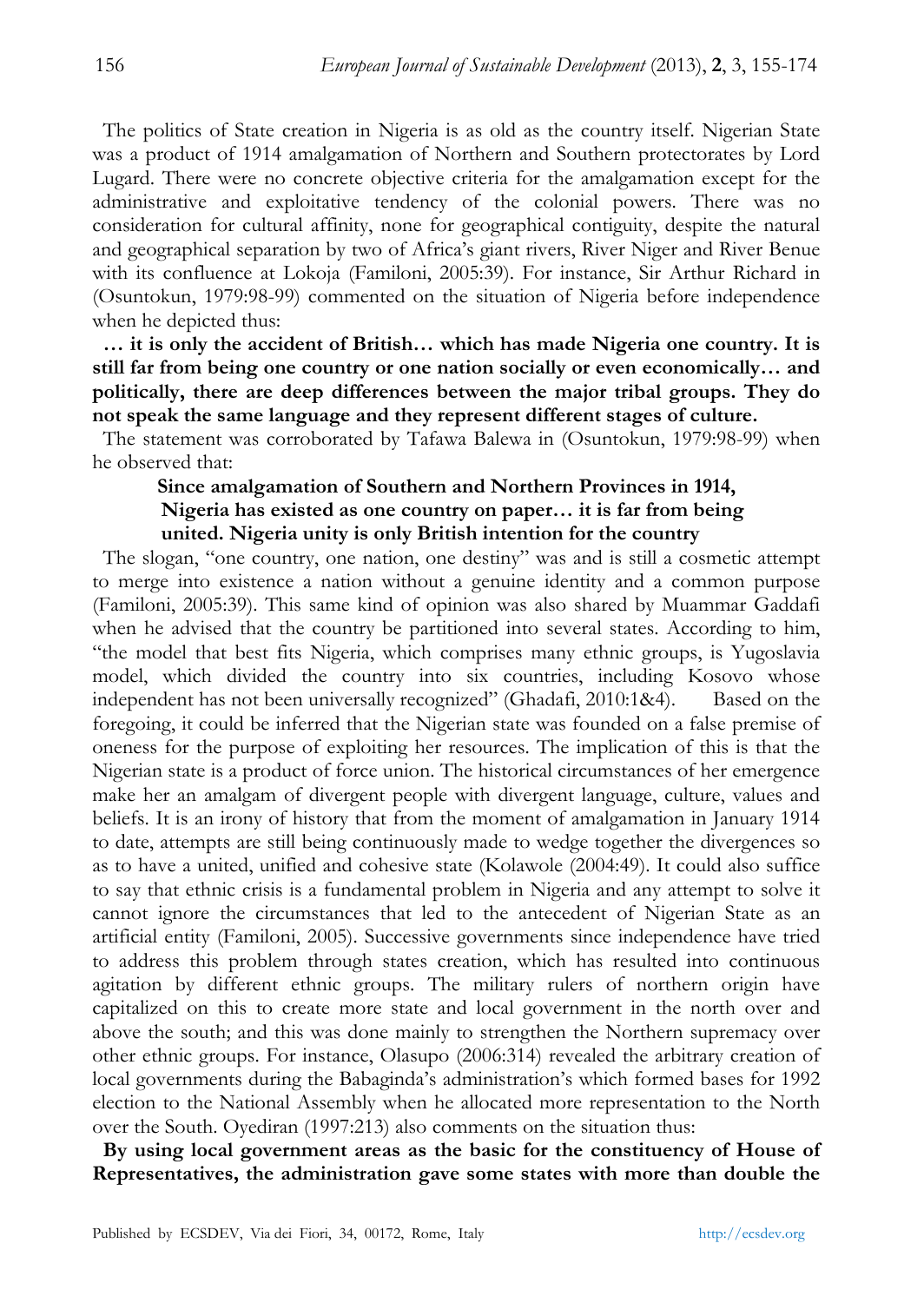The politics of State creation in Nigeria is as old as the country itself. Nigerian State was a product of 1914 amalgamation of Northern and Southern protectorates by Lord Lugard. There were no concrete objective criteria for the amalgamation except for the administrative and exploitative tendency of the colonial powers. There was no consideration for cultural affinity, none for geographical contiguity, despite the natural and geographical separation by two of Africa's giant rivers, River Niger and River Benue with its confluence at Lokoja (Familoni, 2005:39). For instance, Sir Arthur Richard in (Osuntokun, 1979:98-99) commented on the situation of Nigeria before independence when he depicted thus:

**… it is only the accident of British… which has made Nigeria one country. It is still far from being one country or one nation socially or even economically… and politically, there are deep differences between the major tribal groups. They do not speak the same language and they represent different stages of culture.**

The statement was corroborated by Tafawa Balewa in (Osuntokun, 1979:98-99) when he observed that:

> **Since amalgamation of Southern and Northern Provinces in 1914, Nigeria has existed as one country on paper… it is far from being united. Nigeria unity is only British intention for the country**

The slogan, "one country, one nation, one destiny" was and is still a cosmetic attempt to merge into existence a nation without a genuine identity and a common purpose (Familoni, 2005:39). This same kind of opinion was also shared by Muammar Gaddafi when he advised that the country be partitioned into several states. According to him, "the model that best fits Nigeria, which comprises many ethnic groups, is Yugoslavia model, which divided the country into six countries, including Kosovo whose independent has not been universally recognized" (Ghadafi, 2010:1&4). Based on the foregoing, it could be inferred that the Nigerian state was founded on a false premise of oneness for the purpose of exploiting her resources. The implication of this is that the Nigerian state is a product of force union. The historical circumstances of her emergence make her an amalgam of divergent people with divergent language, culture, values and beliefs. It is an irony of history that from the moment of amalgamation in January 1914 to date, attempts are still being continuously made to wedge together the divergences so as to have a united, unified and cohesive state (Kolawole (2004:49). It could also suffice to say that ethnic crisis is a fundamental problem in Nigeria and any attempt to solve it cannot ignore the circumstances that led to the antecedent of Nigerian State as an artificial entity (Familoni, 2005). Successive governments since independence have tried to address this problem through states creation, which has resulted into continuous agitation by different ethnic groups. The military rulers of northern origin have capitalized on this to create more state and local government in the north over and above the south; and this was done mainly to strengthen the Northern supremacy over other ethnic groups. For instance, Olasupo (2006:314) revealed the arbitrary creation of local governments during the Babaginda's administration's which formed bases for 1992 election to the National Assembly when he allocated more representation to the North over the South. Oyediran (1997:213) also comments on the situation thus:

**By using local government areas as the basic for the constituency of House of Representatives, the administration gave some states with more than double the**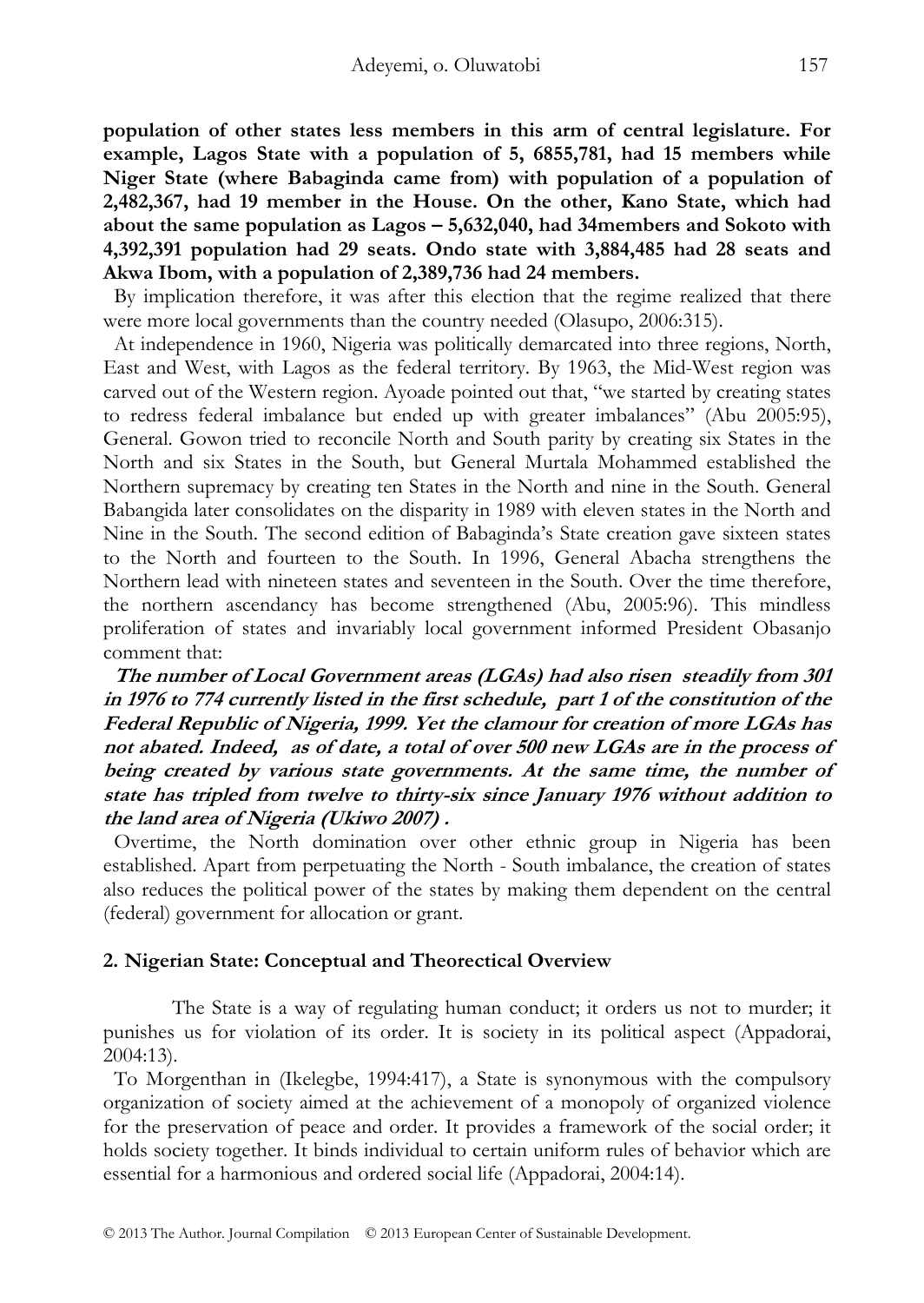**population of other states less members in this arm of central legislature. For example, Lagos State with a population of 5, 6855,781, had 15 members while Niger State (where Babaginda came from) with population of a population of 2,482,367, had 19 member in the House. On the other, Kano State, which had about the same population as Lagos – 5,632,040, had 34members and Sokoto with 4,392,391 population had 29 seats. Ondo state with 3,884,485 had 28 seats and Akwa Ibom, with a population of 2,389,736 had 24 members.**

By implication therefore, it was after this election that the regime realized that there were more local governments than the country needed (Olasupo, 2006:315).

At independence in 1960, Nigeria was politically demarcated into three regions, North, East and West, with Lagos as the federal territory. By 1963, the Mid-West region was carved out of the Western region. Ayoade pointed out that, "we started by creating states to redress federal imbalance but ended up with greater imbalances" (Abu 2005:95), General. Gowon tried to reconcile North and South parity by creating six States in the North and six States in the South, but General Murtala Mohammed established the Northern supremacy by creating ten States in the North and nine in the South. General Babangida later consolidates on the disparity in 1989 with eleven states in the North and Nine in the South. The second edition of Babaginda's State creation gave sixteen states to the North and fourteen to the South. In 1996, General Abacha strengthens the Northern lead with nineteen states and seventeen in the South. Over the time therefore, the northern ascendancy has become strengthened (Abu, 2005:96). This mindless proliferation of states and invariably local government informed President Obasanjo comment that:

***The number of Local Government areas (LGAs) had also risen steadily from 301 in 1976 to 774 currently listed in the first schedule, part 1 of the constitution of the Federal Republic of Nigeria, 1999. Yet the clamour for creation of more LGAs has not abated. Indeed, as of date, a total of over 500 new LGAs are in the process of being created by various state governments. At the same time, the number of state has tripled from twelve to thirty-six since January 1976 without addition to the land area of Nigeria (Ukiwo 2007) .***

Overtime, the North domination over other ethnic group in Nigeria has been established. Apart from perpetuating the North - South imbalance, the creation of states also reduces the political power of the states by making them dependent on the central (federal) government for allocation or grant.

## 2. Nigerian State: Conceptual and Theorectical Overview

The State is a way of regulating human conduct; it orders us not to murder; it punishes us for violation of its order. It is society in its political aspect (Appadorai, 2004:13).

To Morgenthan in (Ikelegbe, 1994:417), a State is synonymous with the compulsory organization of society aimed at the achievement of a monopoly of organized violence for the preservation of peace and order. It provides a framework of the social order; it holds society together. It binds individual to certain uniform rules of behavior which are essential for a harmonious and ordered social life (Appadorai, 2004:14).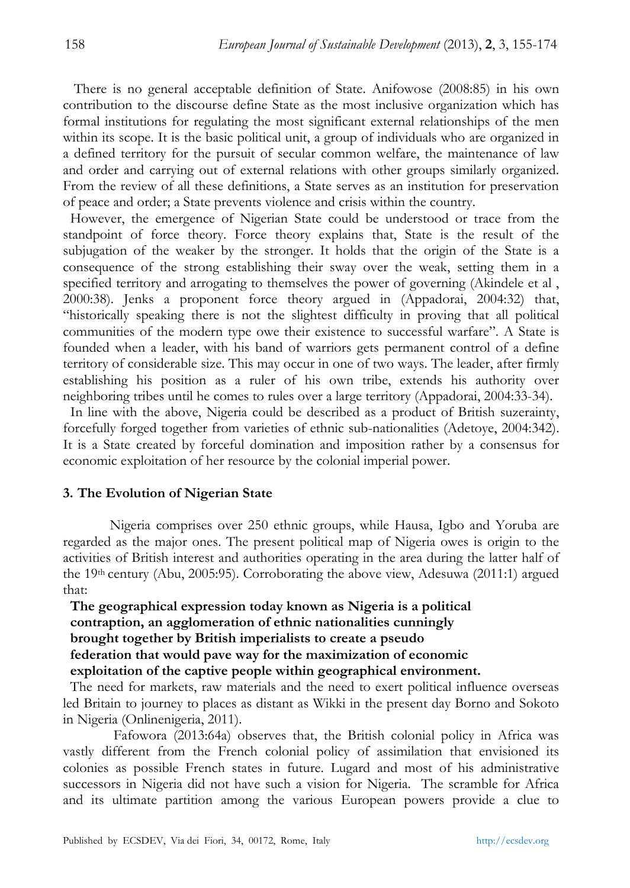There is no general acceptable definition of State. Anifowose (2008:85) in his own contribution to the discourse define State as the most inclusive organization which has formal institutions for regulating the most significant external relationships of the men within its scope. It is the basic political unit, a group of individuals who are organized in a defined territory for the pursuit of secular common welfare, the maintenance of law and order and carrying out of external relations with other groups similarly organized. From the review of all these definitions, a State serves as an institution for preservation of peace and order; a State prevents violence and crisis within the country.

However, the emergence of Nigerian State could be understood or trace from the standpoint of force theory. Force theory explains that, State is the result of the subjugation of the weaker by the stronger. It holds that the origin of the State is a consequence of the strong establishing their sway over the weak, setting them in a specified territory and arrogating to themselves the power of governing (Akindele et al , 2000:38). Jenks a proponent force theory argued in (Appadorai, 2004:32) that, "historically speaking there is not the slightest difficulty in proving that all political communities of the modern type owe their existence to successful warfare". A State is founded when a leader, with his band of warriors gets permanent control of a define territory of considerable size. This may occur in one of two ways. The leader, after firmly establishing his position as a ruler of his own tribe, extends his authority over neighboring tribes until he comes to rules over a large territory (Appadorai, 2004:33-34).

In line with the above, Nigeria could be described as a product of British suzerainty, forcefully forged together from varieties of ethnic sub-nationalities (Adetoye, 2004:342). It is a State created by forceful domination and imposition rather by a consensus for economic exploitation of her resource by the colonial imperial power.

## 3. The Evolution of Nigerian State

Nigeria comprises over 250 ethnic groups, while Hausa, Igbo and Yoruba are regarded as the major ones. The present political map of Nigeria owes is origin to the activities of British interest and authorities operating in the area during the latter half of the 19th century (Abu, 2005:95). Corroborating the above view, Adesuwa (2011:1) argued that:

> **The geographical expression today known as Nigeria is a political contraption, an agglomeration of ethnic nationalities cunningly brought together by British imperialists to create a pseudo federation that would pave way for the maximization of economic exploitation of the captive people within geographical environment.**

The need for markets, raw materials and the need to exert political influence overseas led Britain to journey to places as distant as Wikki in the present day Borno and Sokoto in Nigeria (Onlinenigeria, 2011).

Fafowora (2013:64a) observes that, the British colonial policy in Africa was vastly different from the French colonial policy of assimilation that envisioned its colonies as possible French states in future. Lugard and most of his administrative successors in Nigeria did not have such a vision for Nigeria. The scramble for Africa and its ultimate partition among the various European powers provide a clue to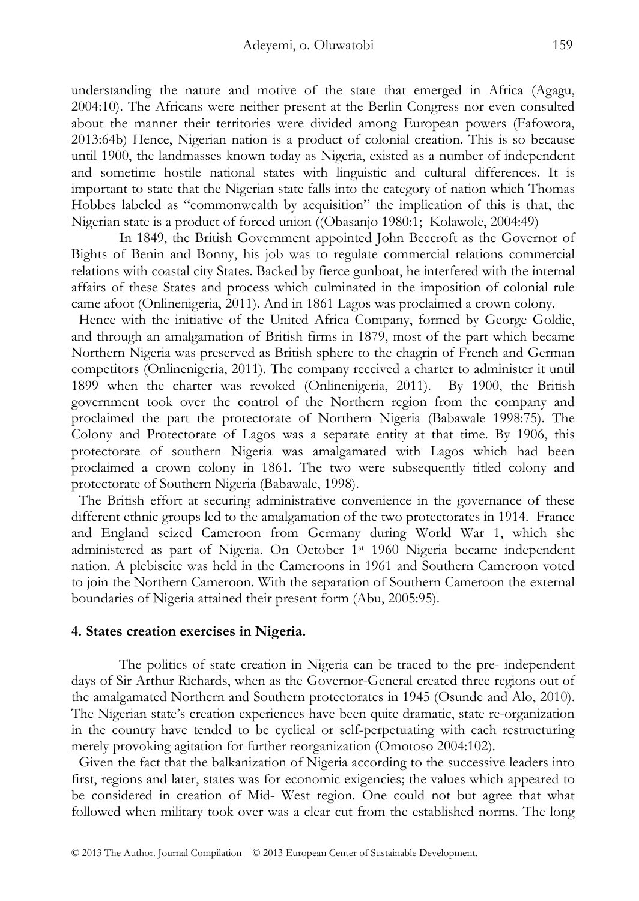understanding the nature and motive of the state that emerged in Africa (Agagu, 2004:10). The Africans were neither present at the Berlin Congress nor even consulted about the manner their territories were divided among European powers (Fafowora, 2013:64b) Hence, Nigerian nation is a product of colonial creation. This is so because until 1900, the landmasses known today as Nigeria, existed as a number of independent and sometime hostile national states with linguistic and cultural differences. It is important to state that the Nigerian state falls into the category of nation which Thomas Hobbes labeled as "commonwealth by acquisition" the implication of this is that, the Nigerian state is a product of forced union ((Obasanjo 1980:1; Kolawole, 2004:49)

In 1849, the British Government appointed John Beecroft as the Governor of Bights of Benin and Bonny, his job was to regulate commercial relations commercial relations with coastal city States. Backed by fierce gunboat, he interfered with the internal affairs of these States and process which culminated in the imposition of colonial rule came afoot (Onlinenigeria, 2011). And in 1861 Lagos was proclaimed a crown colony.

Hence with the initiative of the United Africa Company, formed by George Goldie, and through an amalgamation of British firms in 1879, most of the part which became Northern Nigeria was preserved as British sphere to the chagrin of French and German competitors (Onlinenigeria, 2011). The company received a charter to administer it until 1899 when the charter was revoked (Onlinenigeria, 2011). By 1900, the British government took over the control of the Northern region from the company and proclaimed the part the protectorate of Northern Nigeria (Babawale 1998:75). The Colony and Protectorate of Lagos was a separate entity at that time. By 1906, this protectorate of southern Nigeria was amalgamated with Lagos which had been proclaimed a crown colony in 1861. The two were subsequently titled colony and protectorate of Southern Nigeria (Babawale, 1998).

The British effort at securing administrative convenience in the governance of these different ethnic groups led to the amalgamation of the two protectorates in 1914. France and England seized Cameroon from Germany during World War 1, which she administered as part of Nigeria. On October 1st 1960 Nigeria became independent nation. A plebiscite was held in the Cameroons in 1961 and Southern Cameroon voted to join the Northern Cameroon. With the separation of Southern Cameroon the external boundaries of Nigeria attained their present form (Abu, 2005:95).

## 4. States creation exercises in Nigeria.

The politics of state creation in Nigeria can be traced to the pre- independent days of Sir Arthur Richards, when as the Governor-General created three regions out of the amalgamated Northern and Southern protectorates in 1945 (Osunde and Alo, 2010). The Nigerian state's creation experiences have been quite dramatic, state re-organization in the country have tended to be cyclical or self-perpetuating with each restructuring merely provoking agitation for further reorganization (Omotoso 2004:102).

Given the fact that the balkanization of Nigeria according to the successive leaders into first, regions and later, states was for economic exigencies; the values which appeared to be considered in creation of Mid- West region. One could not but agree that what followed when military took over was a clear cut from the established norms. The long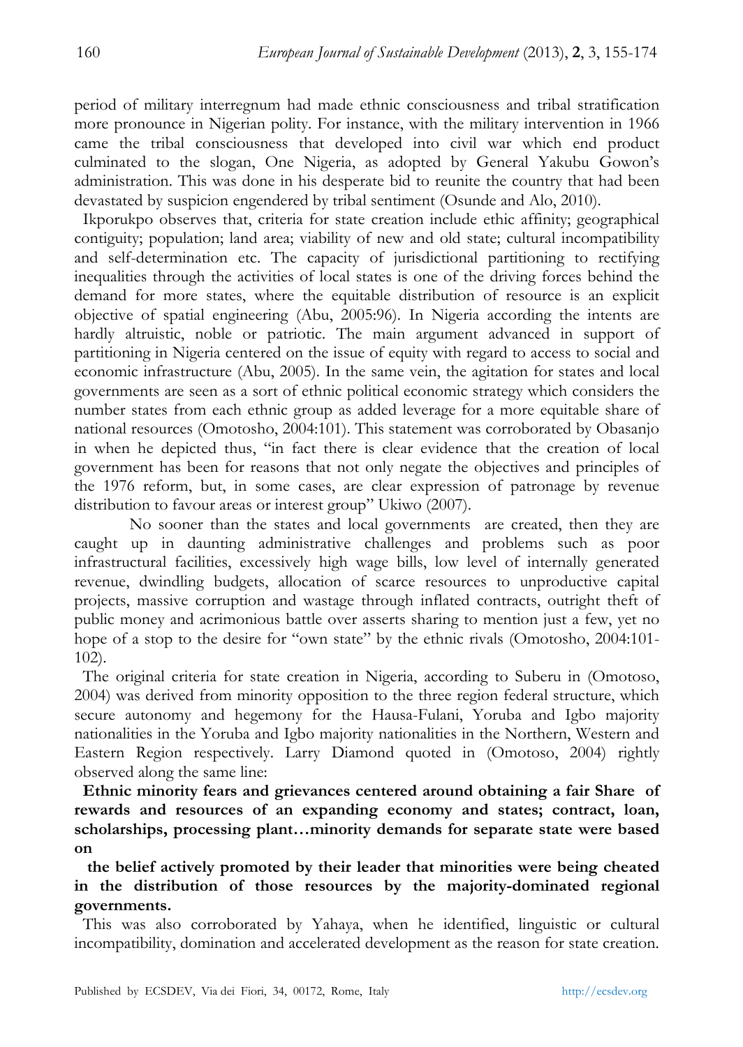period of military interregnum had made ethnic consciousness and tribal stratification more pronounce in Nigerian polity. For instance, with the military intervention in 1966 came the tribal consciousness that developed into civil war which end product culminated to the slogan, One Nigeria, as adopted by General Yakubu Gowon's administration. This was done in his desperate bid to reunite the country that had been devastated by suspicion engendered by tribal sentiment (Osunde and Alo, 2010).

Ikporukpo observes that, criteria for state creation include ethic affinity; geographical contiguity; population; land area; viability of new and old state; cultural incompatibility and self-determination etc. The capacity of jurisdictional partitioning to rectifying inequalities through the activities of local states is one of the driving forces behind the demand for more states, where the equitable distribution of resource is an explicit objective of spatial engineering (Abu, 2005:96). In Nigeria according the intents are hardly altruistic, noble or patriotic. The main argument advanced in support of partitioning in Nigeria centered on the issue of equity with regard to access to social and economic infrastructure (Abu, 2005). In the same vein, the agitation for states and local governments are seen as a sort of ethnic political economic strategy which considers the number states from each ethnic group as added leverage for a more equitable share of national resources (Omotosho, 2004:101). This statement was corroborated by Obasanjo in when he depicted thus, "in fact there is clear evidence that the creation of local government has been for reasons that not only negate the objectives and principles of the 1976 reform, but, in some cases, are clear expression of patronage by revenue distribution to favour areas or interest group" Ukiwo (2007).

No sooner than the states and local governments are created, then they are caught up in daunting administrative challenges and problems such as poor infrastructural facilities, excessively high wage bills, low level of internally generated revenue, dwindling budgets, allocation of scarce resources to unproductive capital projects, massive corruption and wastage through inflated contracts, outright theft of public money and acrimonious battle over asserts sharing to mention just a few, yet no hope of a stop to the desire for "own state" by the ethnic rivals (Omotosho, 2004:101-102).

The original criteria for state creation in Nigeria, according to Suberu in (Omotoso, 2004) was derived from minority opposition to the three region federal structure, which secure autonomy and hegemony for the Hausa-Fulani, Yoruba and Igbo majority nationalities in the Yoruba and Igbo majority nationalities in the Northern, Western and Eastern Region respectively. Larry Diamond quoted in (Omotoso, 2004) rightly observed along the same line:

**Ethnic minority fears and grievances centered around obtaining a fair Share of rewards and resources of an expanding economy and states; contract, loan, scholarships, processing plant…minority demands for separate state were based on**

**the belief actively promoted by their leader that minorities were being cheated in the distribution of those resources by the majority-dominated regional governments.**

This was also corroborated by Yahaya, when he identified, linguistic or cultural incompatibility, domination and accelerated development as the reason for state creation.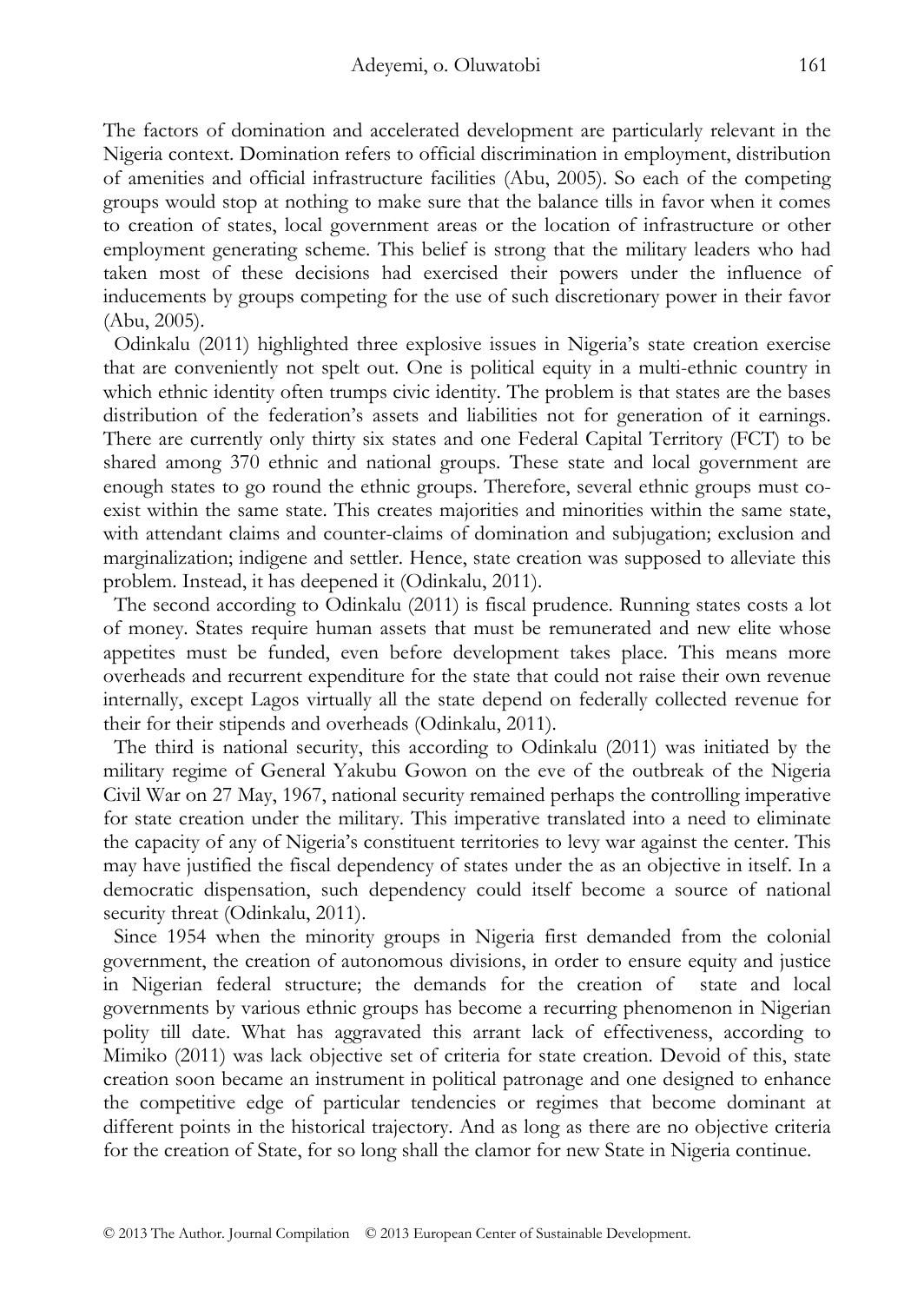The factors of domination and accelerated development are particularly relevant in the Nigeria context. Domination refers to official discrimination in employment, distribution of amenities and official infrastructure facilities (Abu, 2005). So each of the competing groups would stop at nothing to make sure that the balance tills in favor when it comes to creation of states, local government areas or the location of infrastructure or other employment generating scheme. This belief is strong that the military leaders who had taken most of these decisions had exercised their powers under the influence of inducements by groups competing for the use of such discretionary power in their favor (Abu, 2005).

Odinkalu (2011) highlighted three explosive issues in Nigeria's state creation exercise that are conveniently not spelt out. One is political equity in a multi-ethnic country in which ethnic identity often trumps civic identity. The problem is that states are the bases distribution of the federation's assets and liabilities not for generation of it earnings. There are currently only thirty six states and one Federal Capital Territory (FCT) to be shared among 370 ethnic and national groups. These state and local government are enough states to go round the ethnic groups. Therefore, several ethnic groups must co-exist within the same state. This creates majorities and minorities within the same state, with attendant claims and counter-claims of domination and subjugation; exclusion and marginalization; indigene and settler. Hence, state creation was supposed to alleviate this problem. Instead, it has deepened it (Odinkalu, 2011).

The second according to Odinkalu (2011) is fiscal prudence. Running states costs a lot of money. States require human assets that must be remunerated and new elite whose appetites must be funded, even before development takes place. This means more overheads and recurrent expenditure for the state that could not raise their own revenue internally, except Lagos virtually all the state depend on federally collected revenue for their for their stipends and overheads (Odinkalu, 2011).

The third is national security, this according to Odinkalu (2011) was initiated by the military regime of General Yakubu Gowon on the eve of the outbreak of the Nigeria Civil War on 27 May, 1967, national security remained perhaps the controlling imperative for state creation under the military. This imperative translated into a need to eliminate the capacity of any of Nigeria's constituent territories to levy war against the center. This may have justified the fiscal dependency of states under the as an objective in itself. In a democratic dispensation, such dependency could itself become a source of national security threat (Odinkalu, 2011).

Since 1954 when the minority groups in Nigeria first demanded from the colonial government, the creation of autonomous divisions, in order to ensure equity and justice in Nigerian federal structure; the demands for the creation of state and local governments by various ethnic groups has become a recurring phenomenon in Nigerian polity till date. What has aggravated this arrant lack of effectiveness, according to Mimiko (2011) was lack objective set of criteria for state creation. Devoid of this, state creation soon became an instrument in political patronage and one designed to enhance the competitive edge of particular tendencies or regimes that become dominant at different points in the historical trajectory. And as long as there are no objective criteria for the creation of State, for so long shall the clamor for new State in Nigeria continue.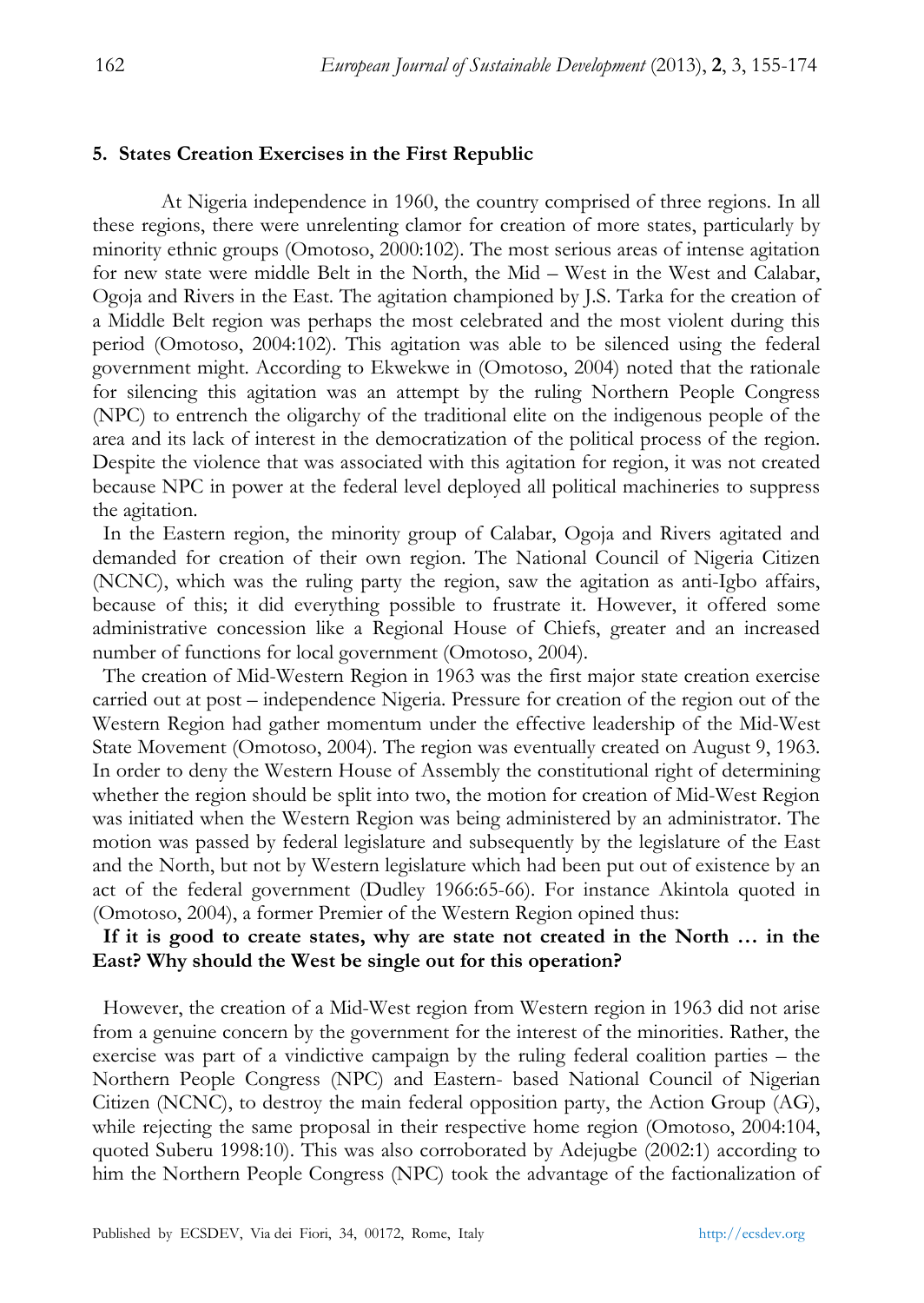## 5. States Creation Exercises in the First Republic

At Nigeria independence in 1960, the country comprised of three regions. In all these regions, there were unrelenting clamor for creation of more states, particularly by minority ethnic groups (Omotoso, 2000:102). The most serious areas of intense agitation for new state were middle Belt in the North, the Mid – West in the West and Calabar, Ogoja and Rivers in the East. The agitation championed by J.S. Tarka for the creation of a Middle Belt region was perhaps the most celebrated and the most violent during this period (Omotoso, 2004:102). This agitation was able to be silenced using the federal government might. According to Ekwekwe in (Omotoso, 2004) noted that the rationale for silencing this agitation was an attempt by the ruling Northern People Congress (NPC) to entrench the oligarchy of the traditional elite on the indigenous people of the area and its lack of interest in the democratization of the political process of the region. Despite the violence that was associated with this agitation for region, it was not created because NPC in power at the federal level deployed all political machineries to suppress the agitation.

In the Eastern region, the minority group of Calabar, Ogoja and Rivers agitated and demanded for creation of their own region. The National Council of Nigeria Citizen (NCNC), which was the ruling party the region, saw the agitation as anti-Igbo affairs, because of this; it did everything possible to frustrate it. However, it offered some administrative concession like a Regional House of Chiefs, greater and an increased number of functions for local government (Omotoso, 2004).

The creation of Mid-Western Region in 1963 was the first major state creation exercise carried out at post – independence Nigeria. Pressure for creation of the region out of the Western Region had gather momentum under the effective leadership of the Mid-West State Movement (Omotoso, 2004). The region was eventually created on August 9, 1963. In order to deny the Western House of Assembly the constitutional right of determining whether the region should be split into two, the motion for creation of Mid-West Region was initiated when the Western Region was being administered by an administrator. The motion was passed by federal legislature and subsequently by the legislature of the East and the North, but not by Western legislature which had been put out of existence by an act of the federal government (Dudley 1966:65-66). For instance Akintola quoted in (Omotoso, 2004), a former Premier of the Western Region opined thus:

**If it is good to create states, why are state not created in the North … in the East? Why should the West be single out for this operation?**

However, the creation of a Mid-West region from Western region in 1963 did not arise from a genuine concern by the government for the interest of the minorities. Rather, the exercise was part of a vindictive campaign by the ruling federal coalition parties – the Northern People Congress (NPC) and Eastern- based National Council of Nigerian Citizen (NCNC), to destroy the main federal opposition party, the Action Group (AG), while rejecting the same proposal in their respective home region (Omotoso, 2004:104, quoted Suberu 1998:10). This was also corroborated by Adejugbe (2002:1) according to him the Northern People Congress (NPC) took the advantage of the factionalization of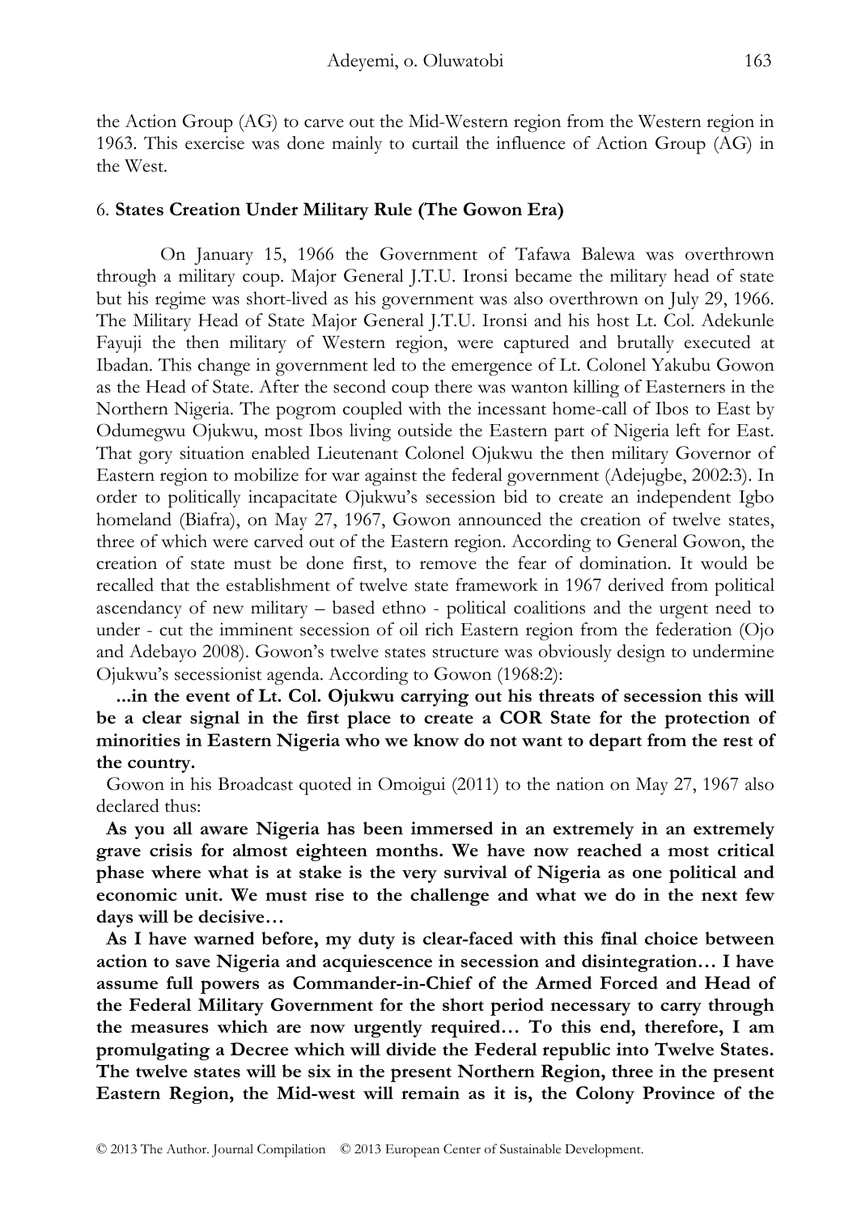the Action Group (AG) to carve out the Mid-Western region from the Western region in 1963. This exercise was done mainly to curtail the influence of Action Group (AG) in the West.

## 6. **States Creation Under Military Rule (The Gowon Era)**

On January 15, 1966 the Government of Tafawa Balewa was overthrown through a military coup. Major General J.T.U. Ironsi became the military head of state but his regime was short-lived as his government was also overthrown on July 29, 1966. The Military Head of State Major General J.T.U. Ironsi and his host Lt. Col. Adekunle Fayuji the then military of Western region, were captured and brutally executed at Ibadan. This change in government led to the emergence of Lt. Colonel Yakubu Gowon as the Head of State. After the second coup there was wanton killing of Easterners in the Northern Nigeria. The pogrom coupled with the incessant home-call of Ibos to East by Odumegwu Ojukwu, most Ibos living outside the Eastern part of Nigeria left for East. That gory situation enabled Lieutenant Colonel Ojukwu the then military Governor of Eastern region to mobilize for war against the federal government (Adejugbe, 2002:3). In order to politically incapacitate Ojukwu's secession bid to create an independent Igbo homeland (Biafra), on May 27, 1967, Gowon announced the creation of twelve states, three of which were carved out of the Eastern region. According to General Gowon, the creation of state must be done first, to remove the fear of domination. It would be recalled that the establishment of twelve state framework in 1967 derived from political ascendancy of new military – based ethno - political coalitions and the urgent need to under - cut the imminent secession of oil rich Eastern region from the federation (Ojo and Adebayo 2008). Gowon's twelve states structure was obviously design to undermine Ojukwu's secessionist agenda. According to Gowon (1968:2):

**...in the event of Lt. Col. Ojukwu carrying out his threats of secession this will be a clear signal in the first place to create a COR State for the protection of minorities in Eastern Nigeria who we know do not want to depart from the rest of the country.**

Gowon in his Broadcast quoted in Omoigui (2011) to the nation on May 27, 1967 also declared thus:

**As you all aware Nigeria has been immersed in an extremely in an extremely grave crisis for almost eighteen months. We have now reached a most critical phase where what is at stake is the very survival of Nigeria as one political and economic unit. We must rise to the challenge and what we do in the next few days will be decisive…**

**As I have warned before, my duty is clear-faced with this final choice between action to save Nigeria and acquiescence in secession and disintegration… I have assume full powers as Commander-in-Chief of the Armed Forced and Head of the Federal Military Government for the short period necessary to carry through the measures which are now urgently required… To this end, therefore, I am promulgating a Decree which will divide the Federal republic into Twelve States. The twelve states will be six in the present Northern Region, three in the present Eastern Region, the Mid-west will remain as it is, the Colony Province of the**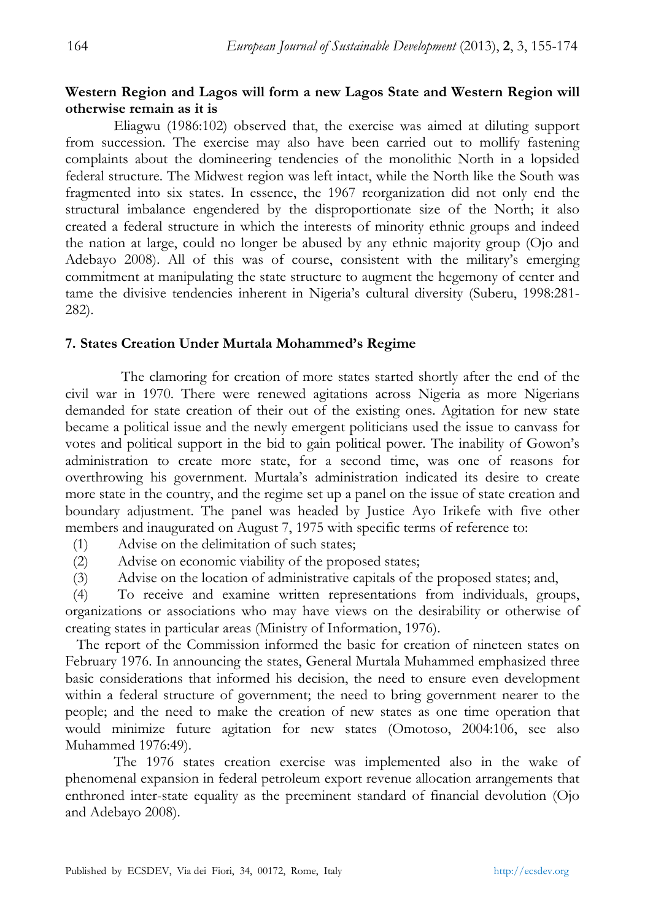**Western Region and Lagos will form a new Lagos State and Western Region will otherwise remain as it is**

Eliagwu (1986:102) observed that, the exercise was aimed at diluting support from succession. The exercise may also have been carried out to mollify fastening complaints about the domineering tendencies of the monolithic North in a lopsided federal structure. The Midwest region was left intact, while the North like the South was fragmented into six states. In essence, the 1967 reorganization did not only end the structural imbalance engendered by the disproportionate size of the North; it also created a federal structure in which the interests of minority ethnic groups and indeed the nation at large, could no longer be abused by any ethnic majority group (Ojo and Adebayo 2008). All of this was of course, consistent with the military's emerging commitment at manipulating the state structure to augment the hegemony of center and tame the divisive tendencies inherent in Nigeria's cultural diversity (Suberu, 1998:281-282).

## 7. States Creation Under Murtala Mohammed's Regime

The clamoring for creation of more states started shortly after the end of the civil war in 1970. There were renewed agitations across Nigeria as more Nigerians demanded for state creation of their out of the existing ones. Agitation for new state became a political issue and the newly emergent politicians used the issue to canvass for votes and political support in the bid to gain political power. The inability of Gowon's administration to create more state, for a second time, was one of reasons for overthrowing his government. Murtala's administration indicated its desire to create more state in the country, and the regime set up a panel on the issue of state creation and boundary adjustment. The panel was headed by Justice Ayo Irikefe with five other members and inaugurated on August 7, 1975 with specific terms of reference to:

(1) Advise on the delimitation of such states;
(2) Advise on economic viability of the proposed states;
(3) Advise on the location of administrative capitals of the proposed states; and,
(4) To receive and examine written representations from individuals, groups, organizations or associations who may have views on the desirability or otherwise of creating states in particular areas (Ministry of Information, 1976).

The report of the Commission informed the basic for creation of nineteen states on February 1976. In announcing the states, General Murtala Muhammed emphasized three basic considerations that informed his decision, the need to ensure even development within a federal structure of government; the need to bring government nearer to the people; and the need to make the creation of new states as one time operation that would minimize future agitation for new states (Omotoso, 2004:106, see also Muhammed 1976:49).

The 1976 states creation exercise was implemented also in the wake of phenomenal expansion in federal petroleum export revenue allocation arrangements that enthroned inter-state equality as the preeminent standard of financial devolution (Ojo and Adebayo 2008).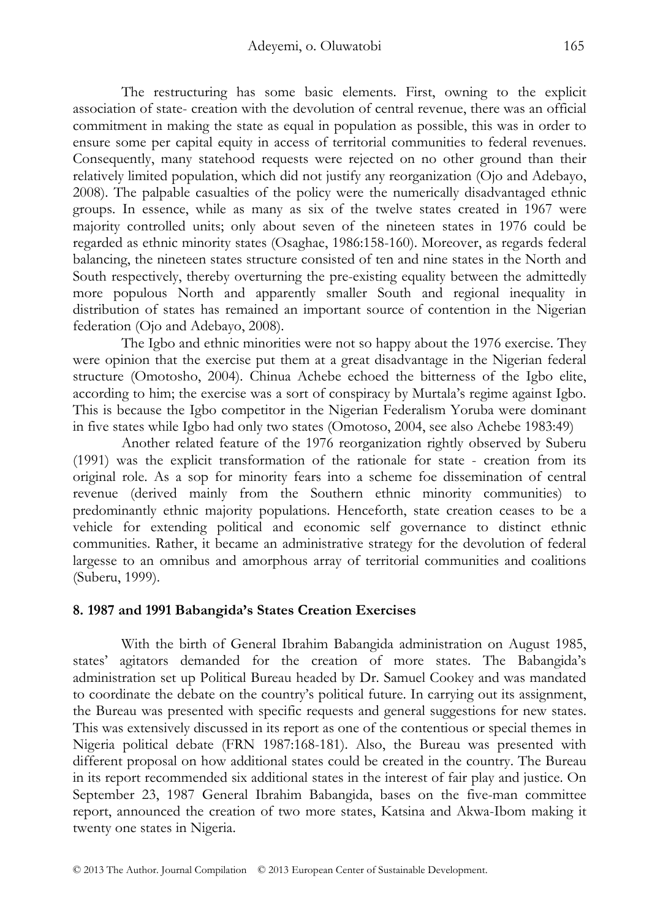The restructuring has some basic elements. First, owning to the explicit association of state- creation with the devolution of central revenue, there was an official commitment in making the state as equal in population as possible, this was in order to ensure some per capital equity in access of territorial communities to federal revenues. Consequently, many statehood requests were rejected on no other ground than their relatively limited population, which did not justify any reorganization (Ojo and Adebayo, 2008). The palpable casualties of the policy were the numerically disadvantaged ethnic groups. In essence, while as many as six of the twelve states created in 1967 were majority controlled units; only about seven of the nineteen states in 1976 could be regarded as ethnic minority states (Osaghae, 1986:158-160). Moreover, as regards federal balancing, the nineteen states structure consisted of ten and nine states in the North and South respectively, thereby overturning the pre-existing equality between the admittedly more populous North and apparently smaller South and regional inequality in distribution of states has remained an important source of contention in the Nigerian federation (Ojo and Adebayo, 2008).

The Igbo and ethnic minorities were not so happy about the 1976 exercise. They were opinion that the exercise put them at a great disadvantage in the Nigerian federal structure (Omotosho, 2004). Chinua Achebe echoed the bitterness of the Igbo elite, according to him; the exercise was a sort of conspiracy by Murtala's regime against Igbo. This is because the Igbo competitor in the Nigerian Federalism Yoruba were dominant in five states while Igbo had only two states (Omotoso, 2004, see also Achebe 1983:49)

Another related feature of the 1976 reorganization rightly observed by Suberu (1991) was the explicit transformation of the rationale for state - creation from its original role. As a sop for minority fears into a scheme foe dissemination of central revenue (derived mainly from the Southern ethnic minority communities) to predominantly ethnic majority populations. Henceforth, state creation ceases to be a vehicle for extending political and economic self governance to distinct ethnic communities. Rather, it became an administrative strategy for the devolution of federal largesse to an omnibus and amorphous array of territorial communities and coalitions (Suberu, 1999).

## 8. 1987 and 1991 Babangida's States Creation Exercises

With the birth of General Ibrahim Babangida administration on August 1985, states' agitators demanded for the creation of more states. The Babangida's administration set up Political Bureau headed by Dr. Samuel Cookey and was mandated to coordinate the debate on the country's political future. In carrying out its assignment, the Bureau was presented with specific requests and general suggestions for new states. This was extensively discussed in its report as one of the contentious or special themes in Nigeria political debate (FRN 1987:168-181). Also, the Bureau was presented with different proposal on how additional states could be created in the country. The Bureau in its report recommended six additional states in the interest of fair play and justice. On September 23, 1987 General Ibrahim Babangida, bases on the five-man committee report, announced the creation of two more states, Katsina and Akwa-Ibom making it twenty one states in Nigeria.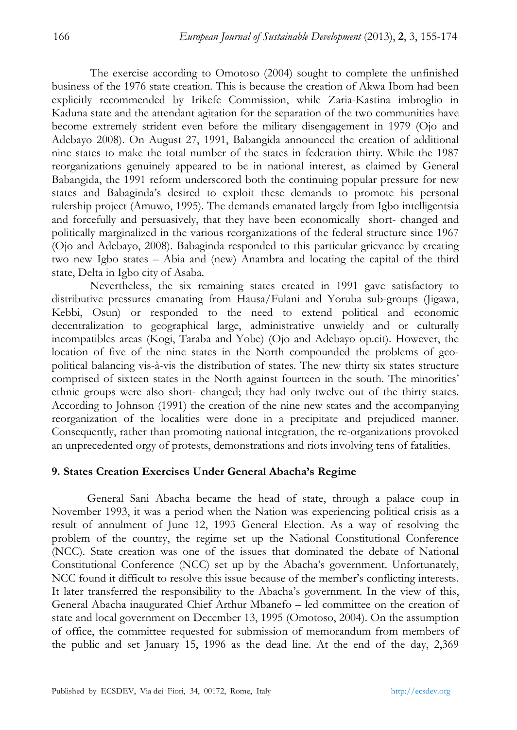The exercise according to Omotoso (2004) sought to complete the unfinished business of the 1976 state creation. This is because the creation of Akwa Ibom had been explicitly recommended by Irikefe Commission, while Zaria-Kastina imbroglio in Kaduna state and the attendant agitation for the separation of the two communities have become extremely strident even before the military disengagement in 1979 (Ojo and Adebayo 2008). On August 27, 1991, Babangida announced the creation of additional nine states to make the total number of the states in federation thirty. While the 1987 reorganizations genuinely appeared to be in national interest, as claimed by General Babangida, the 1991 reform underscored both the continuing popular pressure for new states and Babaginda's desired to exploit these demands to promote his personal rulership project (Amuwo, 1995). The demands emanated largely from Igbo intelligentsia and forcefully and persuasively, that they have been economically short- changed and politically marginalized in the various reorganizations of the federal structure since 1967 (Ojo and Adebayo, 2008). Babaginda responded to this particular grievance by creating two new Igbo states – Abia and (new) Anambra and locating the capital of the third state, Delta in Igbo city of Asaba.

Nevertheless, the six remaining states created in 1991 gave satisfactory to distributive pressures emanating from Hausa/Fulani and Yoruba sub-groups (Jigawa, Kebbi, Osun) or responded to the need to extend political and economic decentralization to geographical large, administrative unwieldy and or culturally incompatibles areas (Kogi, Taraba and Yobe) (Ojo and Adebayo op.cit). However, the location of five of the nine states in the North compounded the problems of geo-political balancing vis-à-vis the distribution of states. The new thirty six states structure comprised of sixteen states in the North against fourteen in the south. The minorities' ethnic groups were also short- changed; they had only twelve out of the thirty states. According to Johnson (1991) the creation of the nine new states and the accompanying reorganization of the localities were done in a precipitate and prejudiced manner. Consequently, rather than promoting national integration, the re-organizations provoked an unprecedented orgy of protests, demonstrations and riots involving tens of fatalities.

## 9. States Creation Exercises Under General Abacha's Regime

General Sani Abacha became the head of state, through a palace coup in November 1993, it was a period when the Nation was experiencing political crisis as a result of annulment of June 12, 1993 General Election. As a way of resolving the problem of the country, the regime set up the National Constitutional Conference (NCC). State creation was one of the issues that dominated the debate of National Constitutional Conference (NCC) set up by the Abacha's government. Unfortunately, NCC found it difficult to resolve this issue because of the member's conflicting interests. It later transferred the responsibility to the Abacha's government. In the view of this, General Abacha inaugurated Chief Arthur Mbanefo – led committee on the creation of state and local government on December 13, 1995 (Omotoso, 2004). On the assumption of office, the committee requested for submission of memorandum from members of the public and set January 15, 1996 as the dead line. At the end of the day, 2,369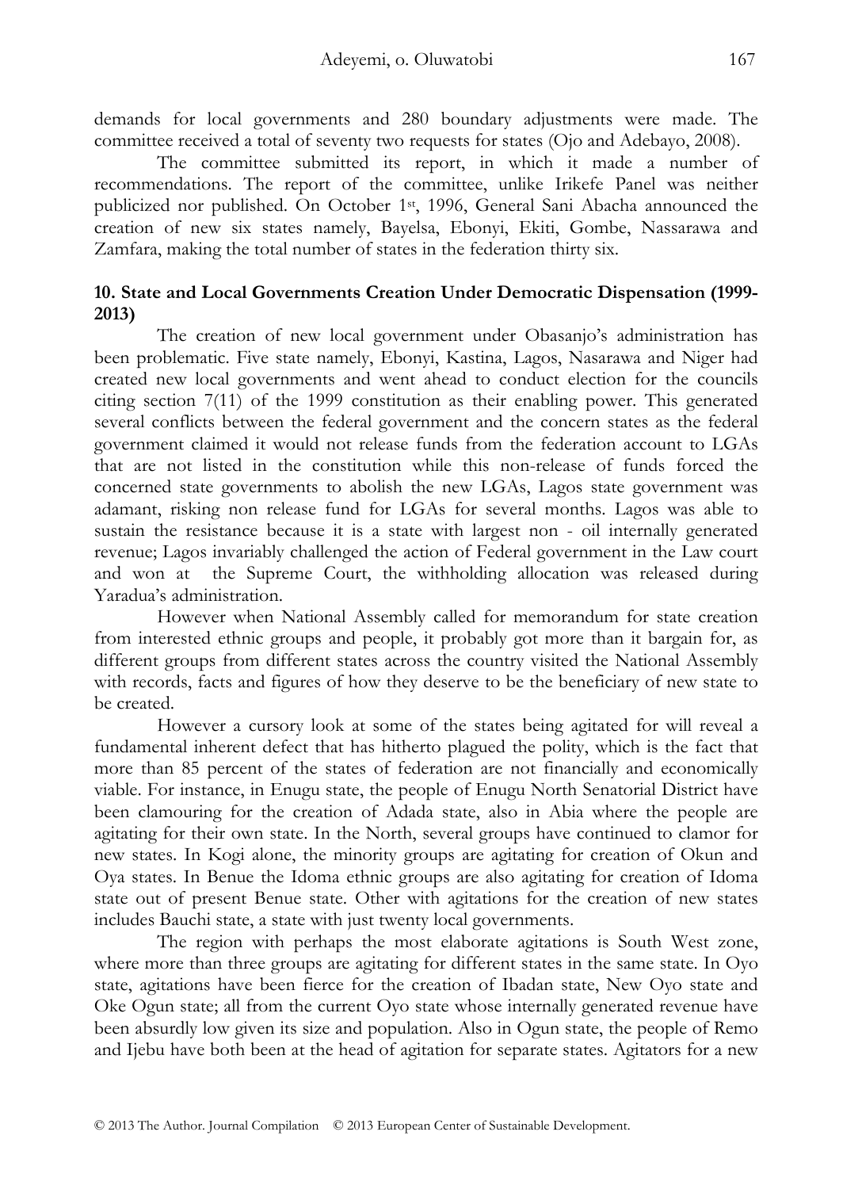demands for local governments and 280 boundary adjustments were made. The committee received a total of seventy two requests for states (Ojo and Adebayo, 2008).

The committee submitted its report, in which it made a number of recommendations. The report of the committee, unlike Irikefe Panel was neither publicized nor published. On October 1st, 1996, General Sani Abacha announced the creation of new six states namely, Bayelsa, Ebonyi, Ekiti, Gombe, Nassarawa and Zamfara, making the total number of states in the federation thirty six.

## 10. State and Local Governments Creation Under Democratic Dispensation (1999-2013)

The creation of new local government under Obasanjo's administration has been problematic. Five state namely, Ebonyi, Kastina, Lagos, Nasarawa and Niger had created new local governments and went ahead to conduct election for the councils citing section 7(11) of the 1999 constitution as their enabling power. This generated several conflicts between the federal government and the concern states as the federal government claimed it would not release funds from the federation account to LGAs that are not listed in the constitution while this non-release of funds forced the concerned state governments to abolish the new LGAs, Lagos state government was adamant, risking non release fund for LGAs for several months. Lagos was able to sustain the resistance because it is a state with largest non - oil internally generated revenue; Lagos invariably challenged the action of Federal government in the Law court and won at the Supreme Court, the withholding allocation was released during Yaradua's administration.

However when National Assembly called for memorandum for state creation from interested ethnic groups and people, it probably got more than it bargain for, as different groups from different states across the country visited the National Assembly with records, facts and figures of how they deserve to be the beneficiary of new state to be created.

However a cursory look at some of the states being agitated for will reveal a fundamental inherent defect that has hitherto plagued the polity, which is the fact that more than 85 percent of the states of federation are not financially and economically viable. For instance, in Enugu state, the people of Enugu North Senatorial District have been clamouring for the creation of Adada state, also in Abia where the people are agitating for their own state. In the North, several groups have continued to clamor for new states. In Kogi alone, the minority groups are agitating for creation of Okun and Oya states. In Benue the Idoma ethnic groups are also agitating for creation of Idoma state out of present Benue state. Other with agitations for the creation of new states includes Bauchi state, a state with just twenty local governments.

The region with perhaps the most elaborate agitations is South West zone, where more than three groups are agitating for different states in the same state. In Oyo state, agitations have been fierce for the creation of Ibadan state, New Oyo state and Oke Ogun state; all from the current Oyo state whose internally generated revenue have been absurdly low given its size and population. Also in Ogun state, the people of Remo and Ijebu have both been at the head of agitation for separate states. Agitators for a new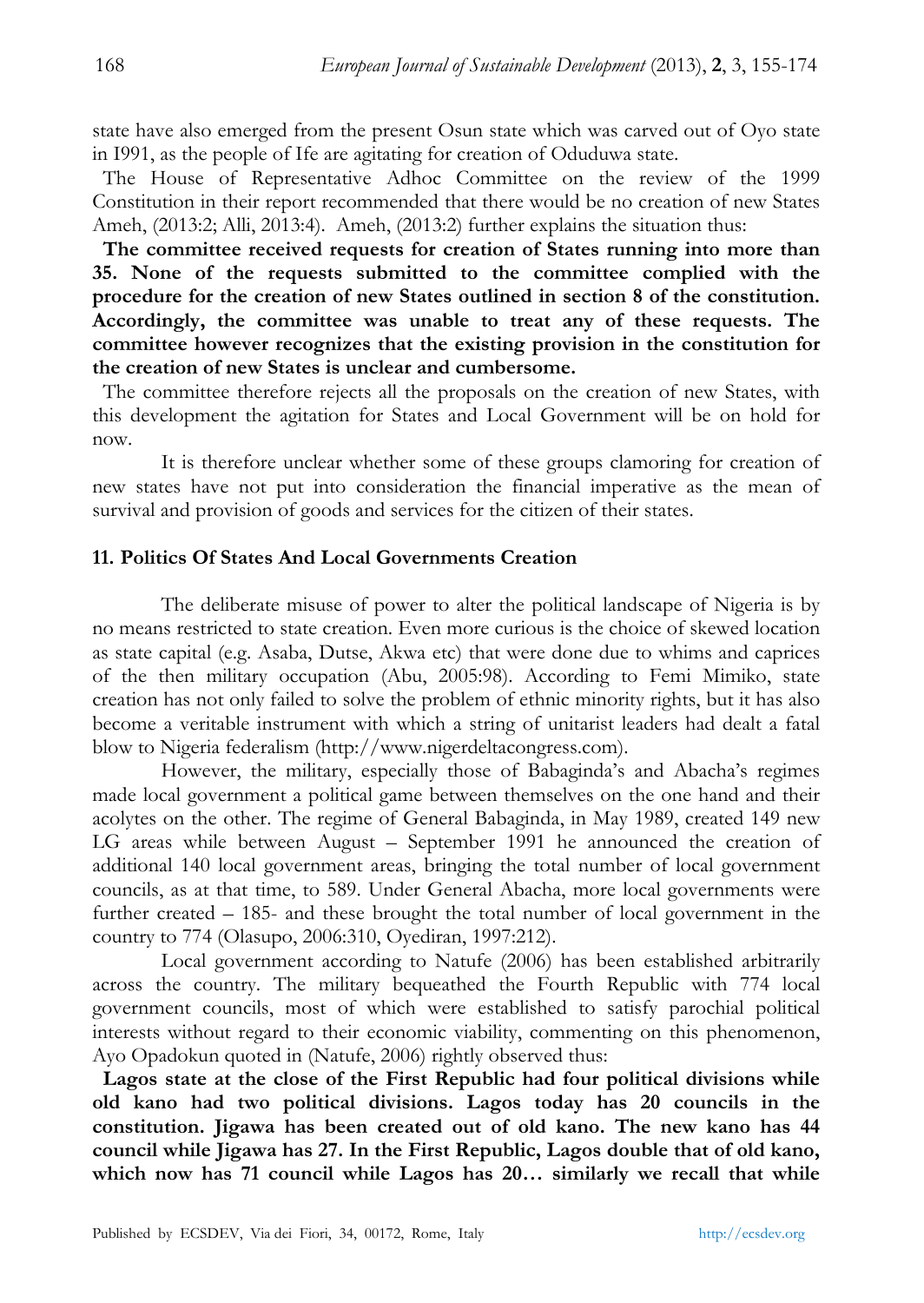state have also emerged from the present Osun state which was carved out of Oyo state in I991, as the people of Ife are agitating for creation of Oduduwa state.

The House of Representative Adhoc Committee on the review of the 1999 Constitution in their report recommended that there would be no creation of new States Ameh, (2013:2; Alli, 2013:4). Ameh, (2013:2) further explains the situation thus:

**The committee received requests for creation of States running into more than 35. None of the requests submitted to the committee complied with the procedure for the creation of new States outlined in section 8 of the constitution. Accordingly, the committee was unable to treat any of these requests. The committee however recognizes that the existing provision in the constitution for the creation of new States is unclear and cumbersome.**

The committee therefore rejects all the proposals on the creation of new States, with this development the agitation for States and Local Government will be on hold for now.

It is therefore unclear whether some of these groups clamoring for creation of new states have not put into consideration the financial imperative as the mean of survival and provision of goods and services for the citizen of their states.

## 11. Politics Of States And Local Governments Creation

The deliberate misuse of power to alter the political landscape of Nigeria is by no means restricted to state creation. Even more curious is the choice of skewed location as state capital (e.g. Asaba, Dutse, Akwa etc) that were done due to whims and caprices of the then military occupation (Abu, 2005:98). According to Femi Mimiko, state creation has not only failed to solve the problem of ethnic minority rights, but it has also become a veritable instrument with which a string of unitarist leaders had dealt a fatal blow to Nigeria federalism (http://www.nigerdeltacongress.com).

However, the military, especially those of Babaginda's and Abacha's regimes made local government a political game between themselves on the one hand and their acolytes on the other. The regime of General Babaginda, in May 1989, created 149 new LG areas while between August – September 1991 he announced the creation of additional 140 local government areas, bringing the total number of local government councils, as at that time, to 589. Under General Abacha, more local governments were further created – 185- and these brought the total number of local government in the country to 774 (Olasupo, 2006:310, Oyediran, 1997:212).

Local government according to Natufe (2006) has been established arbitrarily across the country. The military bequeathed the Fourth Republic with 774 local government councils, most of which were established to satisfy parochial political interests without regard to their economic viability, commenting on this phenomenon, Ayo Opadokun quoted in (Natufe, 2006) rightly observed thus:

**Lagos state at the close of the First Republic had four political divisions while old kano had two political divisions. Lagos today has 20 councils in the constitution. Jigawa has been created out of old kano. The new kano has 44 council while Jigawa has 27. In the First Republic, Lagos double that of old kano, which now has 71 council while Lagos has 20… similarly we recall that while**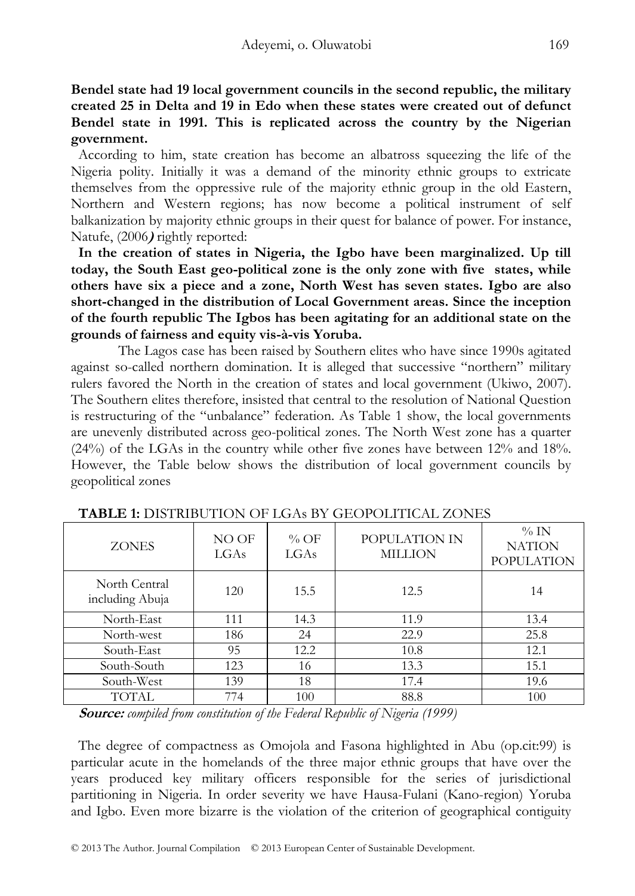**Bendel state had 19 local government councils in the second republic, the military created 25 in Delta and 19 in Edo when these states were created out of defunct Bendel state in 1991. This is replicated across the country by the Nigerian government.**

According to him, state creation has become an albatross squeezing the life of the Nigeria polity. Initially it was a demand of the minority ethnic groups to extricate themselves from the oppressive rule of the majority ethnic group in the old Eastern, Northern and Western regions; has now become a political instrument of self balkanization by majority ethnic groups in their quest for balance of power. For instance, Natufe, (2006**)** rightly reported:

**In the creation of states in Nigeria, the Igbo have been marginalized. Up till today, the South East geo-political zone is the only zone with five states, while others have six a piece and a zone, North West has seven states. Igbo are also short-changed in the distribution of Local Government areas. Since the inception of the fourth republic The Igbos has been agitating for an additional state on the grounds of fairness and equity vis-à-vis Yoruba.**

The Lagos case has been raised by Southern elites who have since 1990s agitated against so-called northern domination. It is alleged that successive "northern" military rulers favored the North in the creation of states and local government (Ukiwo, 2007). The Southern elites therefore, insisted that central to the resolution of National Question is restructuring of the "unbalance" federation. As Table 1 show, the local governments are unevenly distributed across geo-political zones. The North West zone has a quarter (24%) of the LGAs in the country while other five zones have between 12% and 18%. However, the Table below shows the distribution of local government councils by geopolitical zones

**TABLE 1:** DISTRIBUTION OF LGAs BY GEOPOLITICAL ZONES

| ZONES | NO OF LGAs | % OF LGAs | POPULATION IN MILLION | % IN NATION POPULATION |
|---|---|---|---|---|
| North Central including Abuja | 120 | 15.5 | 12.5 | 14 |
| North-East | 111 | 14.3 | 11.9 | 13.4 |
| North-west | 186 | 24 | 22.9 | 25.8 |
| South-East | 95 | 12.2 | 10.8 | 12.1 |
| South-South | 123 | 16 | 13.3 | 15.1 |
| South-West | 139 | 18 | 17.4 | 19.6 |
| TOTAL | 774 | 100 | 88.8 | 100 |

***Source:*** *compiled from constitution of the Federal Republic of Nigeria (1999)*

The degree of compactness as Omojola and Fasona highlighted in Abu (op.cit:99) is particular acute in the homelands of the three major ethnic groups that have over the years produced key military officers responsible for the series of jurisdictional partitioning in Nigeria. In order severity we have Hausa-Fulani (Kano-region) Yoruba and Igbo. Even more bizarre is the violation of the criterion of geographical contiguity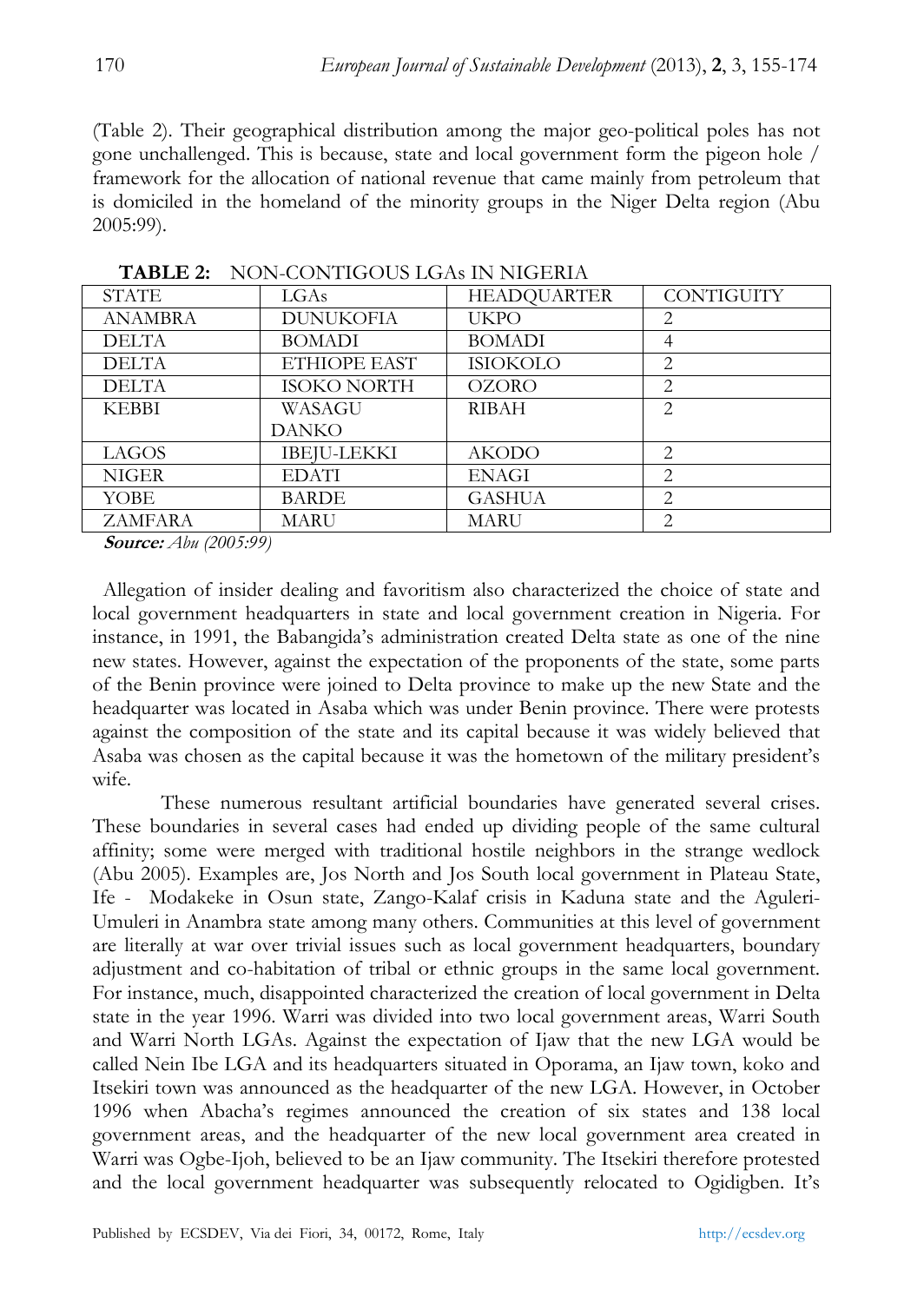(Table 2). Their geographical distribution among the major geo-political poles has not gone unchallenged. This is because, state and local government form the pigeon hole / framework for the allocation of national revenue that came mainly from petroleum that is domiciled in the homeland of the minority groups in the Niger Delta region (Abu 2005:99).

**TABLE 2:** NON-CONTIGOUS LGAs IN NIGERIA

| STATE | LGAs | HEADQUARTER | CONTIGUITY |
|---|---|---|---|
| ANAMBRA | DUNUKOFIA | UKPO | 2 |
| DELTA | BOMADI | BOMADI | 4 |
| DELTA | ETHIOPE EAST | ISIOKOLO | 2 |
| DELTA | ISOKO NORTH | OZORO | 2 |
| KEBBI | WASAGU DANKO | RIBAH | 2 |
| LAGOS | IBEJU-LEKKI | AKODO | 2 |
| NIGER | EDATI | ENAGI | 2 |
| YOBE | BARDE | GASHUA | 2 |
| ZAMFARA | MARU | MARU | 2 |

***Source:*** *Abu (2005:99)*

Allegation of insider dealing and favoritism also characterized the choice of state and local government headquarters in state and local government creation in Nigeria. For instance, in 1991, the Babangida's administration created Delta state as one of the nine new states. However, against the expectation of the proponents of the state, some parts of the Benin province were joined to Delta province to make up the new State and the headquarter was located in Asaba which was under Benin province. There were protests against the composition of the state and its capital because it was widely believed that Asaba was chosen as the capital because it was the hometown of the military president's wife.

These numerous resultant artificial boundaries have generated several crises. These boundaries in several cases had ended up dividing people of the same cultural affinity; some were merged with traditional hostile neighbors in the strange wedlock (Abu 2005). Examples are, Jos North and Jos South local government in Plateau State, Ife - Modakeke in Osun state, Zango-Kalaf crisis in Kaduna state and the Aguleri-Umuleri in Anambra state among many others. Communities at this level of government are literally at war over trivial issues such as local government headquarters, boundary adjustment and co-habitation of tribal or ethnic groups in the same local government. For instance, much, disappointed characterized the creation of local government in Delta state in the year 1996. Warri was divided into two local government areas, Warri South and Warri North LGAs. Against the expectation of Ijaw that the new LGA would be called Nein Ibe LGA and its headquarters situated in Oporama, an Ijaw town, koko and Itsekiri town was announced as the headquarter of the new LGA. However, in October 1996 when Abacha's regimes announced the creation of six states and 138 local government areas, and the headquarter of the new local government area created in Warri was Ogbe-Ijoh, believed to be an Ijaw community. The Itsekiri therefore protested and the local government headquarter was subsequently relocated to Ogidigben. It's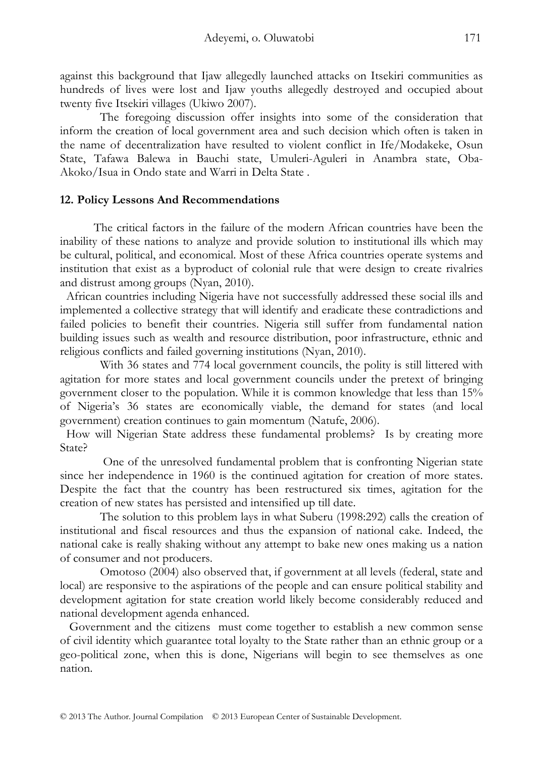against this background that Ijaw allegedly launched attacks on Itsekiri communities as hundreds of lives were lost and Ijaw youths allegedly destroyed and occupied about twenty five Itsekiri villages (Ukiwo 2007).

The foregoing discussion offer insights into some of the consideration that inform the creation of local government area and such decision which often is taken in the name of decentralization have resulted to violent conflict in Ife/Modakeke, Osun State, Tafawa Balewa in Bauchi state, Umuleri-Aguleri in Anambra state, Oba-Akoko/Isua in Ondo state and Warri in Delta State .

## 12. Policy Lessons And Recommendations

The critical factors in the failure of the modern African countries have been the inability of these nations to analyze and provide solution to institutional ills which may be cultural, political, and economical. Most of these Africa countries operate systems and institution that exist as a byproduct of colonial rule that were design to create rivalries and distrust among groups (Nyan, 2010).

African countries including Nigeria have not successfully addressed these social ills and implemented a collective strategy that will identify and eradicate these contradictions and failed policies to benefit their countries. Nigeria still suffer from fundamental nation building issues such as wealth and resource distribution, poor infrastructure, ethnic and religious conflicts and failed governing institutions (Nyan, 2010).

With 36 states and 774 local government councils, the polity is still littered with agitation for more states and local government councils under the pretext of bringing government closer to the population. While it is common knowledge that less than 15% of Nigeria's 36 states are economically viable, the demand for states (and local government) creation continues to gain momentum (Natufe, 2006).

How will Nigerian State address these fundamental problems? Is by creating more State?

One of the unresolved fundamental problem that is confronting Nigerian state since her independence in 1960 is the continued agitation for creation of more states. Despite the fact that the country has been restructured six times, agitation for the creation of new states has persisted and intensified up till date.

The solution to this problem lays in what Suberu (1998:292) calls the creation of institutional and fiscal resources and thus the expansion of national cake. Indeed, the national cake is really shaking without any attempt to bake new ones making us a nation of consumer and not producers.

Omotoso (2004) also observed that, if government at all levels (federal, state and local) are responsive to the aspirations of the people and can ensure political stability and development agitation for state creation world likely become considerably reduced and national development agenda enhanced.

Government and the citizens must come together to establish a new common sense of civil identity which guarantee total loyalty to the State rather than an ethnic group or a geo-political zone, when this is done, Nigerians will begin to see themselves as one nation.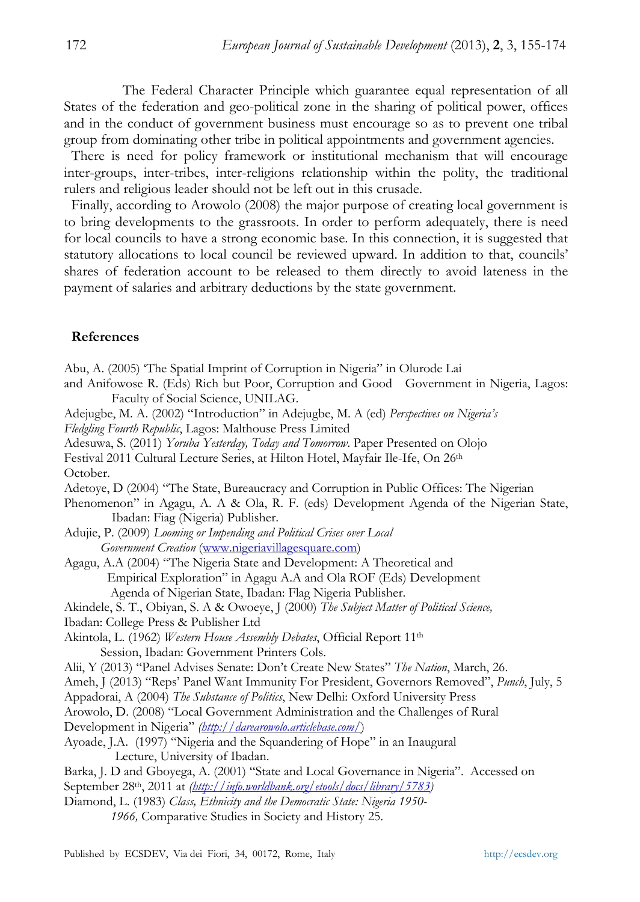The Federal Character Principle which guarantee equal representation of all States of the federation and geo-political zone in the sharing of political power, offices and in the conduct of government business must encourage so as to prevent one tribal group from dominating other tribe in political appointments and government agencies.

There is need for policy framework or institutional mechanism that will encourage inter-groups, inter-tribes, inter-religions relationship within the polity, the traditional rulers and religious leader should not be left out in this crusade.

Finally, according to Arowolo (2008) the major purpose of creating local government is to bring developments to the grassroots. In order to perform adequately, there is need for local councils to have a strong economic base. In this connection, it is suggested that statutory allocations to local council be reviewed upward. In addition to that, councils' shares of federation account to be released to them directly to avoid lateness in the payment of salaries and arbitrary deductions by the state government.

## References

Abu, A. (2005) 'The Spatial Imprint of Corruption in Nigeria" in Olurode Lai and Anifowose R. (Eds) Rich but Poor, Corruption and Good Government in Nigeria, Lagos: Faculty of Social Science, UNILAG.

Adejugbe, M. A. (2002) "Introduction" in Adejugbe, M. A (ed) *Perspectives on Nigeria's Fledgling Fourth Republic*, Lagos: Malthouse Press Limited

Adesuwa, S. (2011) *Yoruba Yesterday, Today and Tomorrow.* Paper Presented on Olojo Festival 2011 Cultural Lecture Series, at Hilton Hotel, Mayfair Ile-Ife, On 26th October.

Adetoye, D (2004) "The State, Bureaucracy and Corruption in Public Offices: The Nigerian Phenomenon" in Agagu, A. A & Ola, R. F. (eds) Development Agenda of the Nigerian State, Ibadan: Fiag (Nigeria) Publisher.

Adujie, P. (2009) *Looming or Impending and Political Crises over Local Government Creation* (www.nigeriavillagesquare.com)

Agagu, A.A (2004) "The Nigeria State and Development: A Theoretical and Empirical Exploration" in Agagu A.A and Ola ROF (Eds) Development Agenda of Nigerian State, Ibadan: Flag Nigeria Publisher.

Akindele, S. T., Obiyan, S. A & Owoeye, J (2000) *The Subject Matter of Political Science,* Ibadan: College Press & Publisher Ltd

Akintola, L. (1962) *Western House Assembly Debates*, Official Report 11th Session, Ibadan: Government Printers Cols.

Alii, Y (2013) "Panel Advises Senate: Don't Create New States" *The Nation*, March, 26.

Ameh, J (2013) "Reps' Panel Want Immunity For President, Governors Removed", *Punch*, July, 5

Appadorai, A (2004) *The Substance of Politics*, New Delhi: Oxford University Press

Arowolo, D. (2008) "Local Government Administration and the Challenges of Rural Development in Nigeria" *(http://darearowolo.articlebase.com/)*

Ayoade, J.A. (1997) "Nigeria and the Squandering of Hope" in an Inaugural Lecture, University of Ibadan.

Barka, J. D and Gboyega, A. (2001) "State and Local Governance in Nigeria". Accessed on September 28th, 2011 at *(http://info.worldbank.org/etools/docs/library/5783)*

Diamond, L. (1983) *Class, Ethnicity and the Democratic State: Nigeria 1950-1966,* Comparative Studies in Society and History 25.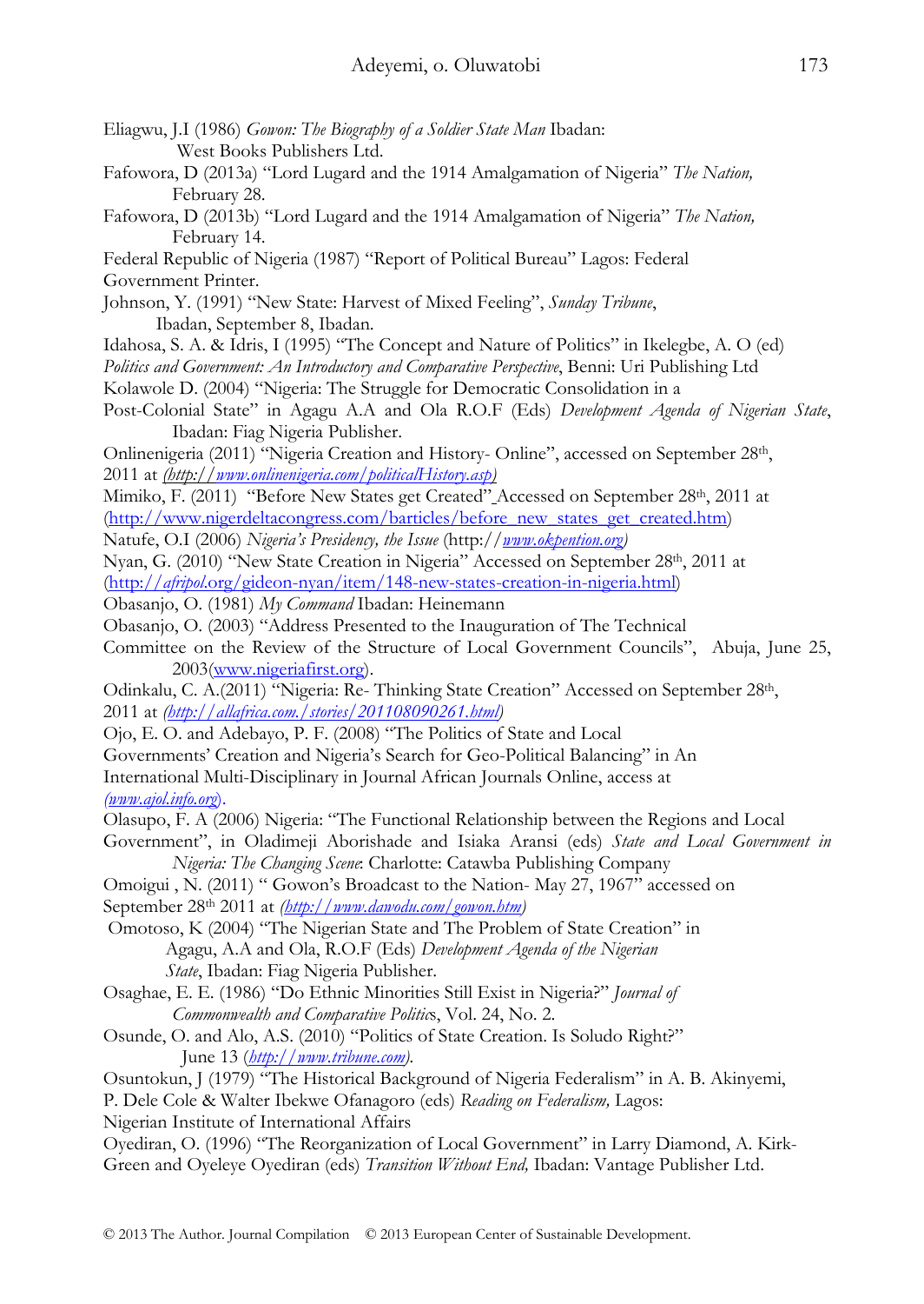Eliagwu, J.I (1986) *Gowon: The Biography of a Soldier State Man* Ibadan: West Books Publishers Ltd.

Fafowora, D (2013a) "Lord Lugard and the 1914 Amalgamation of Nigeria" *The Nation,* February 28.

Fafowora, D (2013b) "Lord Lugard and the 1914 Amalgamation of Nigeria" *The Nation,* February 14.

Federal Republic of Nigeria (1987) "Report of Political Bureau" Lagos: Federal Government Printer.

Johnson, Y. (1991) "New State: Harvest of Mixed Feeling", *Sunday Tribune*, Ibadan, September 8, Ibadan.

Idahosa, S. A. & Idris, I (1995) "The Concept and Nature of Politics" in Ikelegbe, A. O (ed) *Politics and Government: An Introductory and Comparative Perspective*, Benni: Uri Publishing Ltd

Kolawole D. (2004) "Nigeria: The Struggle for Democratic Consolidation in a Post-Colonial State" in Agagu A.A and Ola R.O.F (Eds) *Development Agenda of Nigerian State*, Ibadan: Fiag Nigeria Publisher.

Onlinenigeria (2011) "Nigeria Creation and History- Online", accessed on September 28th, 2011 at *(http://www.onlinenigeria.com/politicalHistory.asp)*

Mimiko, F. (2011) "Before New States get Created" Accessed on September 28th, 2011 at (http://www.nigerdeltacongress.com/barticles/before_new_states_get_created.htm)

Natufe, O.I (2006) *Nigeria's Presidency, the Issue* (http://*www.okpention.org)*

Nyan, G. (2010) "New State Creation in Nigeria" Accessed on September 28th, 2011 at (http://*afripol*.org/gideon-nyan/item/148-new-states-creation-in-nigeria.html)

Obasanjo, O. (1981) *My Command* Ibadan: Heinemann

Obasanjo, O. (2003) "Address Presented to the Inauguration of The Technical Committee on the Review of the Structure of Local Government Councils", Abuja, June 25, 2003(www.nigeriafirst.org).

Odinkalu, C. A.(2011) "Nigeria: Re- Thinking State Creation" Accessed on September 28th, 2011 at *(http://allafrica.com./stories/201108090261.html)*

Ojo, E. O. and Adebayo, P. F. (2008) "The Politics of State and Local Governments' Creation and Nigeria's Search for Geo-Political Balancing" in An International Multi-Disciplinary in Journal African Journals Online, access at *(www.ajol.info.org*).

Olasupo, F. A (2006) Nigeria: "The Functional Relationship between the Regions and Local Government", in Oladimeji Aborishade and Isiaka Aransi (eds) *State and Local Government in Nigeria: The Changing Scene*: Charlotte: Catawba Publishing Company

Omoigui , N. (2011) " Gowon's Broadcast to the Nation- May 27, 1967" accessed on September 28th 2011 at *(http://www.dawodu.com/gowon.htm)*

Omotoso, K (2004) "The Nigerian State and The Problem of State Creation" in Agagu, A.A and Ola, R.O.F (Eds) *Development Agenda of the Nigerian State*, Ibadan: Fiag Nigeria Publisher.

Osaghae, E. E. (1986) "Do Ethnic Minorities Still Exist in Nigeria?" *Journal of Commonwealth and Comparative Politic*s, Vol. 24, No. 2.

Osunde, O. and Alo, A.S. (2010) "Politics of State Creation. Is Soludo Right?" June 13 (*http://www.tribune.com)*.

Osuntokun, J (1979) "The Historical Background of Nigeria Federalism" in A. B. Akinyemi, P. Dele Cole & Walter Ibekwe Ofanagoro (eds) *Reading on Federalism,* Lagos: Nigerian Institute of International Affairs

Oyediran, O. (1996) "The Reorganization of Local Government" in Larry Diamond, A. Kirk-Green and Oyeleye Oyediran (eds) *Transition Without End,* Ibadan: Vantage Publisher Ltd.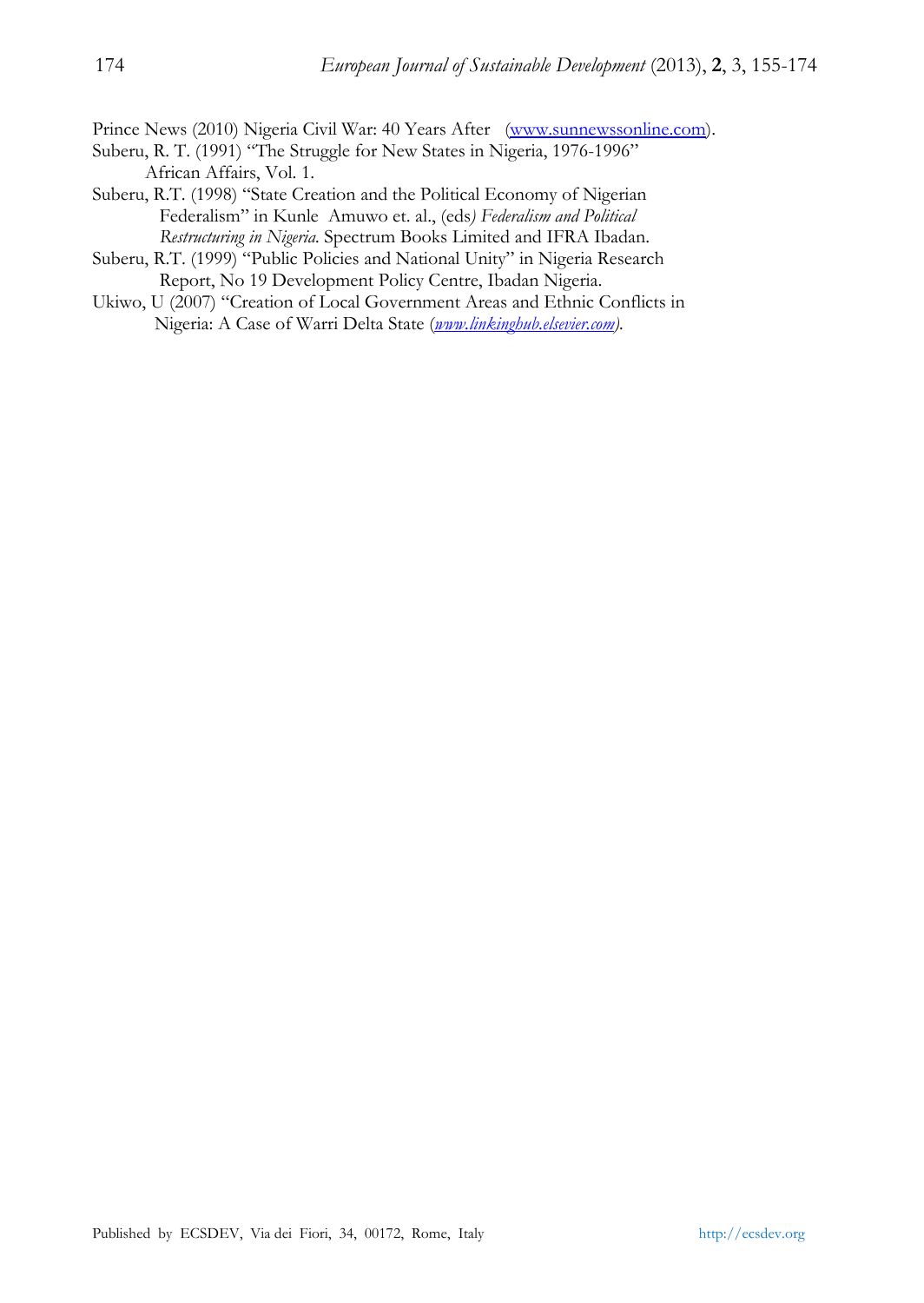Prince News (2010) Nigeria Civil War: 40 Years After (www.sunnewssonline.com).

Suberu, R. T. (1991) "The Struggle for New States in Nigeria, 1976-1996" African Affairs, Vol. 1.

Suberu, R.T. (1998) "State Creation and the Political Economy of Nigerian Federalism" in Kunle Amuwo et. al., (eds*) Federalism and Political Restructuring in Nigeria.* Spectrum Books Limited and IFRA Ibadan.

Suberu, R.T. (1999) "Public Policies and National Unity" in Nigeria Research Report, No 19 Development Policy Centre, Ibadan Nigeria.

Ukiwo, U (2007) "Creation of Local Government Areas and Ethnic Conflicts in Nigeria: A Case of Warri Delta State (*www.linkinghub.elsevier.com*).